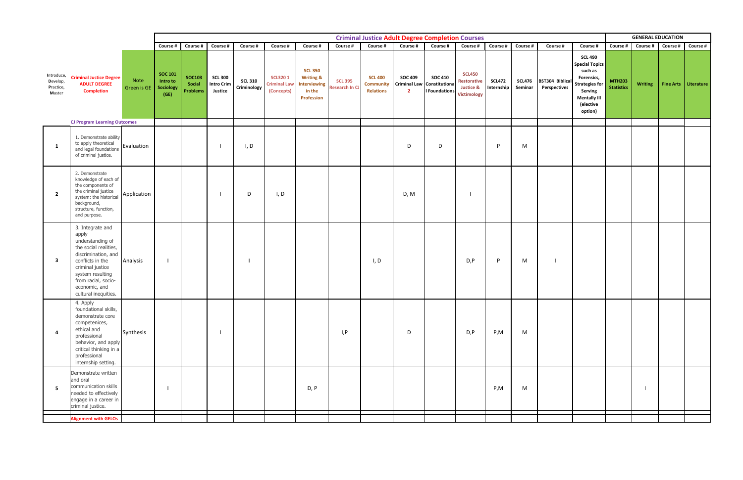| Introduce, Develop, Practice, Master | Criminal Justice Degree ADULT DEGREE Completion | Note Green is GE | Criminal Justice Adult Degree Completion Courses | | | | | | | | | | | | | | | GENERAL EDUCATION | | | |
|---|---|---|---|---|---|---|---|---|---|---|---|---|---|---|---|---|---|---|---|---|---|
| | | | Course # | Course # | Course # | Course # | Course # | Course # | Course # | Course # | Course # | Course # | Course # | Course # | Course # | Course # | Course # | Course # | Course # | Course # | Course # |
| | | | SOC 101 Intro to Sociology (GE) | SOC103 Social Problems | SCL 300 Intro Crim Justice | SCL 310 Criminology | SCL320 1 Criminal Law (Concepts) | SCL 350 Writing & Interviewing in the Profession | SCL 395 Research In CJ | SCL 400 Community Relations | SOC 409 Criminal Law 2 | SOC 410 Constitutional Foundations | SCL450 Restorative Justice & Victimology | SCL472 Internship | SCL476 Seminar | BST304 Biblical Perspectives | SCL 490 Special Topics such as Forensics, Strategies for Serving Mentally Ill (elective option) | MTH203 Statistics | Writing | Fine Arts | Literature |
| | CJ Program Learning Outcomes | | | | | | | | | | | | | | | | | | | | |
| 1 | 1. Demonstrate ability to apply theoretical and legal foundations of criminal justice. | Evaluation | | | I | I, D | | | | | D | D | | P | M | | | | | | |
| 2 | 2. Demonstrate knowledge of each of the components of the criminal justice system: the historical background, structure, function, and purpose. | Application | | | I | D | I, D | | | | D, M | | I | | | | | | | | |
| 3 | 3. Integrate and apply understanding of the social realities, discrimination, and conflicts in the criminal justice system resulting from racial, socio-economic, and cultural inequities. | Analysis | I | | | I | | | | I, D | | | D,P | P | M | I | | | | | |
| 4 | 4. Apply foundational skills, demonstrate core competenices, ethical and professional behavior, and apply critical thinking in a professional internship setting. | Synthesis | | | I | | | | I,P | | D | | D,P | P,M | M | | | | | | |
| 5 | Demonstrate written and oral communication skills needed to effectively engage in a career in criminal justice. | | I | | | | | D, P | | | | | | P,M | M | | | | I | | |
| | Alignment with GELOs | | | | | | | | | | | | | | | | | | | | |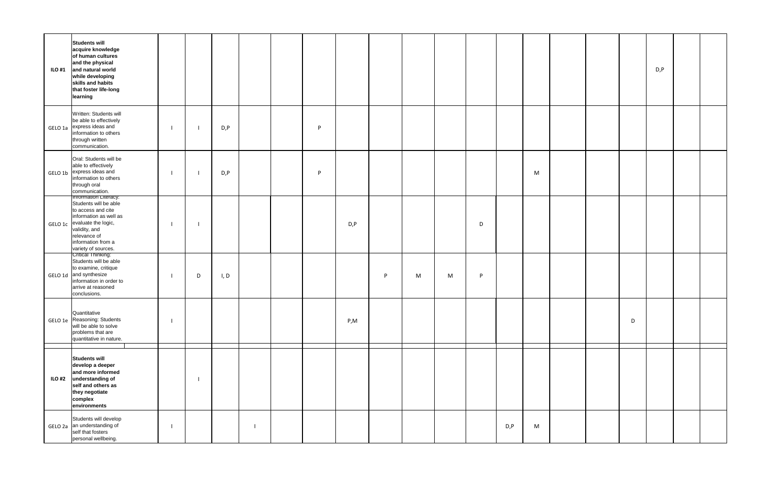| | | | | | | | | | | | | | | | | | | | | |
|---|---|---|---|---|---|---|---|---|---|---|---|---|---|---|---|---|---|---|---|---|
| **ILO #1** | **Students will acquire knowledge of human cultures and the physical and natural world while developing skills and habits that foster life-long learning** | | | | | | | | | | | | | | | | | D,P | | |
| GELO 1a | Written: Students will be able to effectively express ideas and information to others through written communication. | I | I | D,P | | | P | | | | | | | | | | | | | |
| GELO 1b | Oral: Students will be able to effectively express ideas and information to others through oral communication. | I | I | D,P | | | P | | | | | | | M | | | | | | |
| GELO 1c | Information Literacy: Students will be able to access and cite information as well as evaluate the logic, validity, and relevance of information from a variety of sources. | I | I | | | | | D,P | | | | D | | | | | | | | |
| GELO 1d | Critical Thinking: Students will be able to examine, critique and synthesize information in order to arrive at reasoned conclusions. | I | D | I, D | | | | | P | M | M | P | | | | | | | | |
| GELO 1e | Quantitative Reasoning: Students will be able to solve problems that are quantitative in nature. | I | | | | | | P,M | | | | | | | | | D | | | |
| | | | | | | | | | | | | | | | | | | | | |
| **ILO #2** | **Students will develop a deeper and more informed understanding of self and others as they negotiate complex environments** | | I | | | | | | | | | | | | | | | | | |
| GELO 2a | Students will develop an understanding of self that fosters personal wellbeing. | I | | | I | | | | | | | | D,P | M | | | | | | |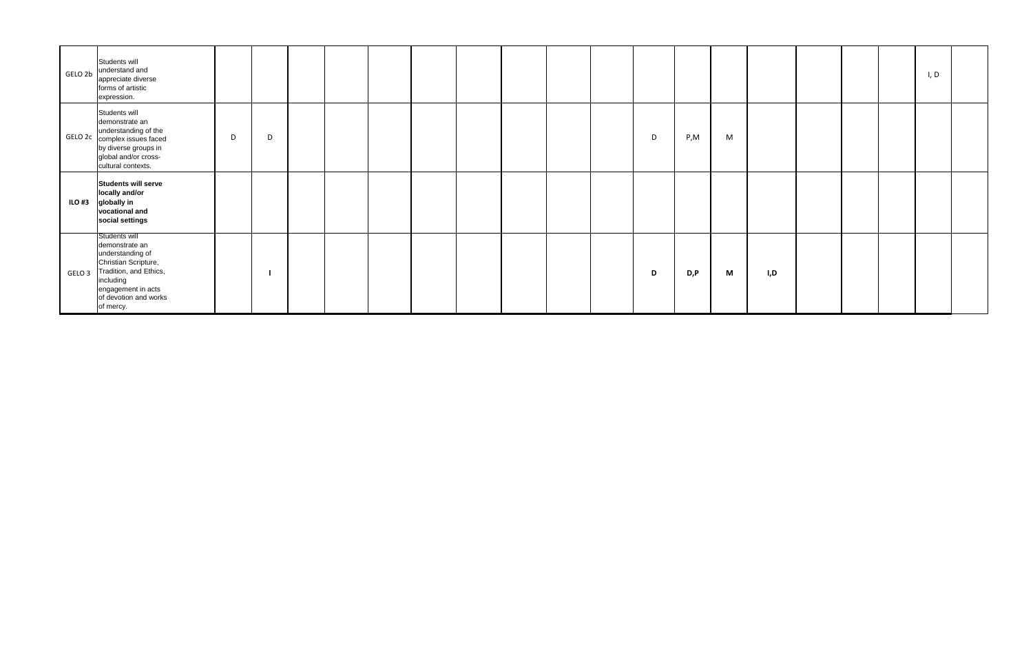| | | | | | | | | | | | | | | | | | | | | |
|---|---|---|---|---|---|---|---|---|---|---|---|---|---|---|---|---|---|---|---|---|
| GELO 2b | Students will understand and appreciate diverse forms of artistic expression. | | | | | | | | | | | | | | | | | | I, D | |
| GELO 2c | Students will demonstrate an understanding of the complex issues faced by diverse groups in global and/or cross-cultural contexts. | D | D | | | | | | | | | D | P,M | M | | | | | | |
| **ILO #3** | **Students will serve locally and/or globally in vocational and social settings** | | | | | | | | | | | | | | | | | | | |
| GELO 3 | Students will demonstrate an understanding of Christian Scripture, Tradition, and Ethics, including engagement in acts of devotion and works of mercy. | | **I** | | | | | | | | | **D** | **D,P** | **M** | **I,D** | | | | | |